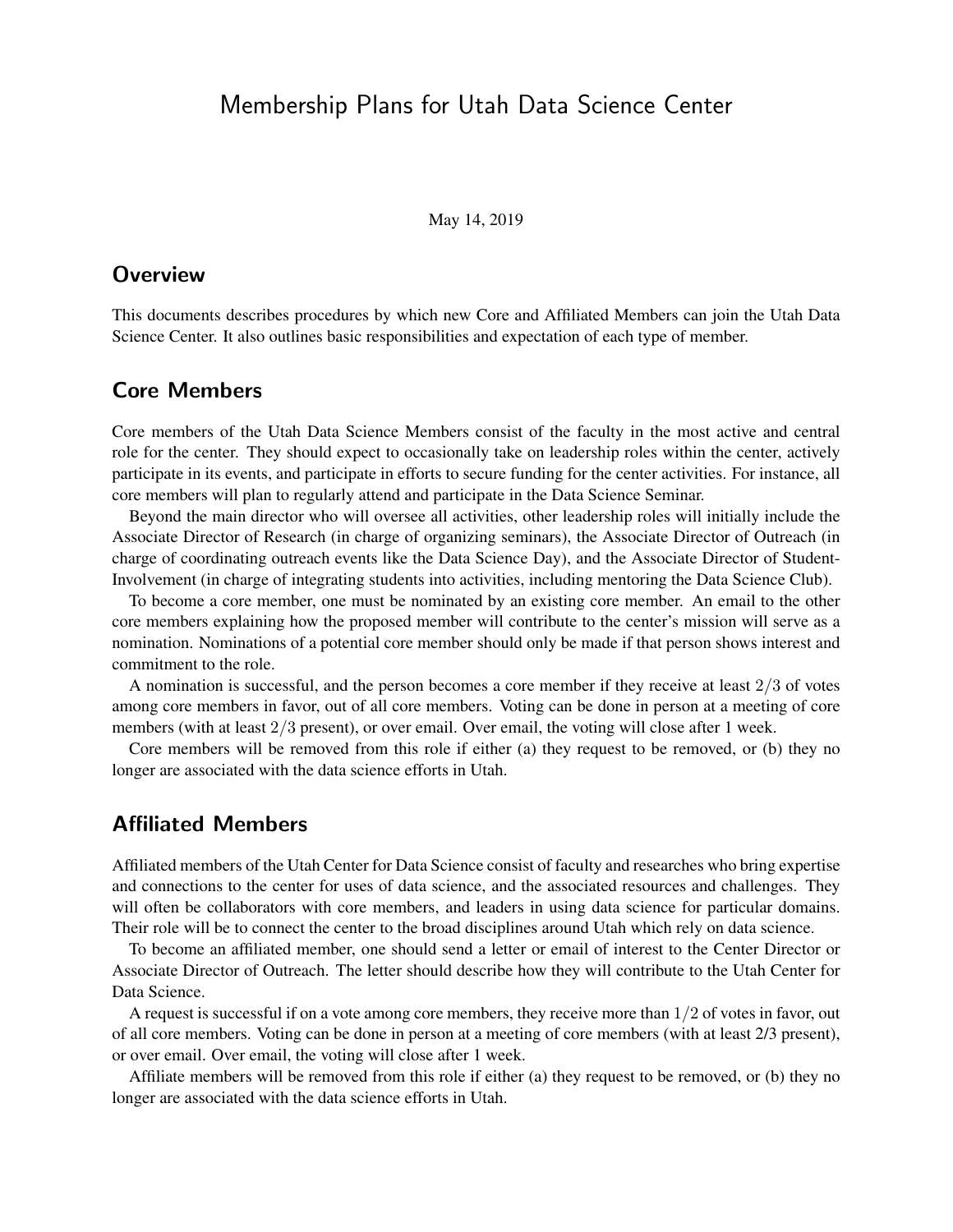# Membership Plans for Utah Data Science Center

May 14, 2019

## Overview

This documents describes procedures by which new Core and Affiliated Members can join the Utah Data Science Center. It also outlines basic responsibilities and expectation of each type of member.

## Core Members

Core members of the Utah Data Science Members consist of the faculty in the most active and central role for the center. They should expect to occasionally take on leadership roles within the center, actively participate in its events, and participate in efforts to secure funding for the center activities. For instance, all core members will plan to regularly attend and participate in the Data Science Seminar.

Beyond the main director who will oversee all activities, other leadership roles will initially include the Associate Director of Research (in charge of organizing seminars), the Associate Director of Outreach (in charge of coordinating outreach events like the Data Science Day), and the Associate Director of Student-Involvement (in charge of integrating students into activities, including mentoring the Data Science Club).

To become a core member, one must be nominated by an existing core member. An email to the other core members explaining how the proposed member will contribute to the center's mission will serve as a nomination. Nominations of a potential core member should only be made if that person shows interest and commitment to the role.

A nomination is successful, and the person becomes a core member if they receive at least $2/3$ of votes among core members in favor, out of all core members. Voting can be done in person at a meeting of core members (with at least $2/3$ present), or over email. Over email, the voting will close after 1 week.

Core members will be removed from this role if either (a) they request to be removed, or (b) they no longer are associated with the data science efforts in Utah.

## Affiliated Members

Affiliated members of the Utah Center for Data Science consist of faculty and researches who bring expertise and connections to the center for uses of data science, and the associated resources and challenges. They will often be collaborators with core members, and leaders in using data science for particular domains. Their role will be to connect the center to the broad disciplines around Utah which rely on data science.

To become an affiliated member, one should send a letter or email of interest to the Center Director or Associate Director of Outreach. The letter should describe how they will contribute to the Utah Center for Data Science.

A request is successful if on a vote among core members, they receive more than $1/2$ of votes in favor, out of all core members. Voting can be done in person at a meeting of core members (with at least 2/3 present), or over email. Over email, the voting will close after 1 week.

Affiliate members will be removed from this role if either (a) they request to be removed, or (b) they no longer are associated with the data science efforts in Utah.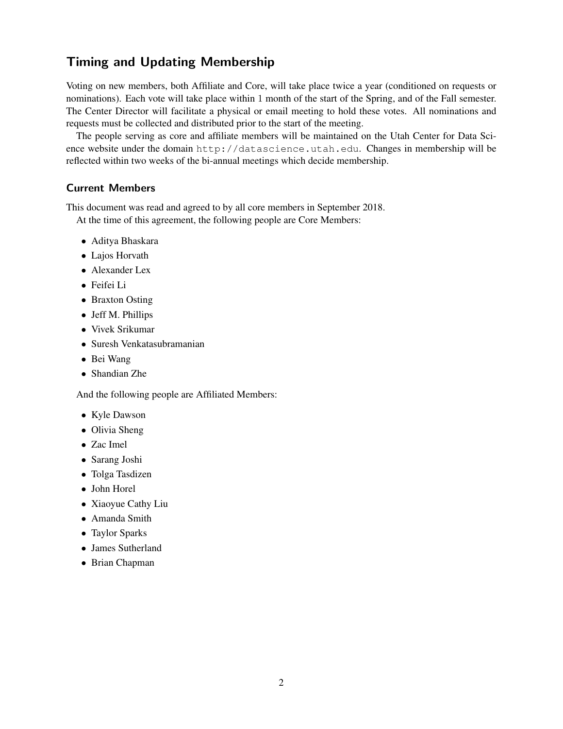## Timing and Updating Membership

Voting on new members, both Affiliate and Core, will take place twice a year (conditioned on requests or nominations). Each vote will take place within 1 month of the start of the Spring, and of the Fall semester. The Center Director will facilitate a physical or email meeting to hold these votes. All nominations and requests must be collected and distributed prior to the start of the meeting.

The people serving as core and affiliate members will be maintained on the Utah Center for Data Science website under the domain `http://datascience.utah.edu`. Changes in membership will be reflected within two weeks of the bi-annual meetings which decide membership.

### Current Members

This document was read and agreed to by all core members in September 2018.

At the time of this agreement, the following people are Core Members:

- Aditya Bhaskara
- Lajos Horvath
- Alexander Lex
- Feifei Li
- Braxton Osting
- Jeff M. Phillips
- Vivek Srikumar
- Suresh Venkatasubramanian
- Bei Wang
- Shandian Zhe

And the following people are Affiliated Members:

- Kyle Dawson
- Olivia Sheng
- Zac Imel
- Sarang Joshi
- Tolga Tasdizen
- John Horel
- Xiaoyue Cathy Liu
- Amanda Smith
- Taylor Sparks
- James Sutherland
- Brian Chapman